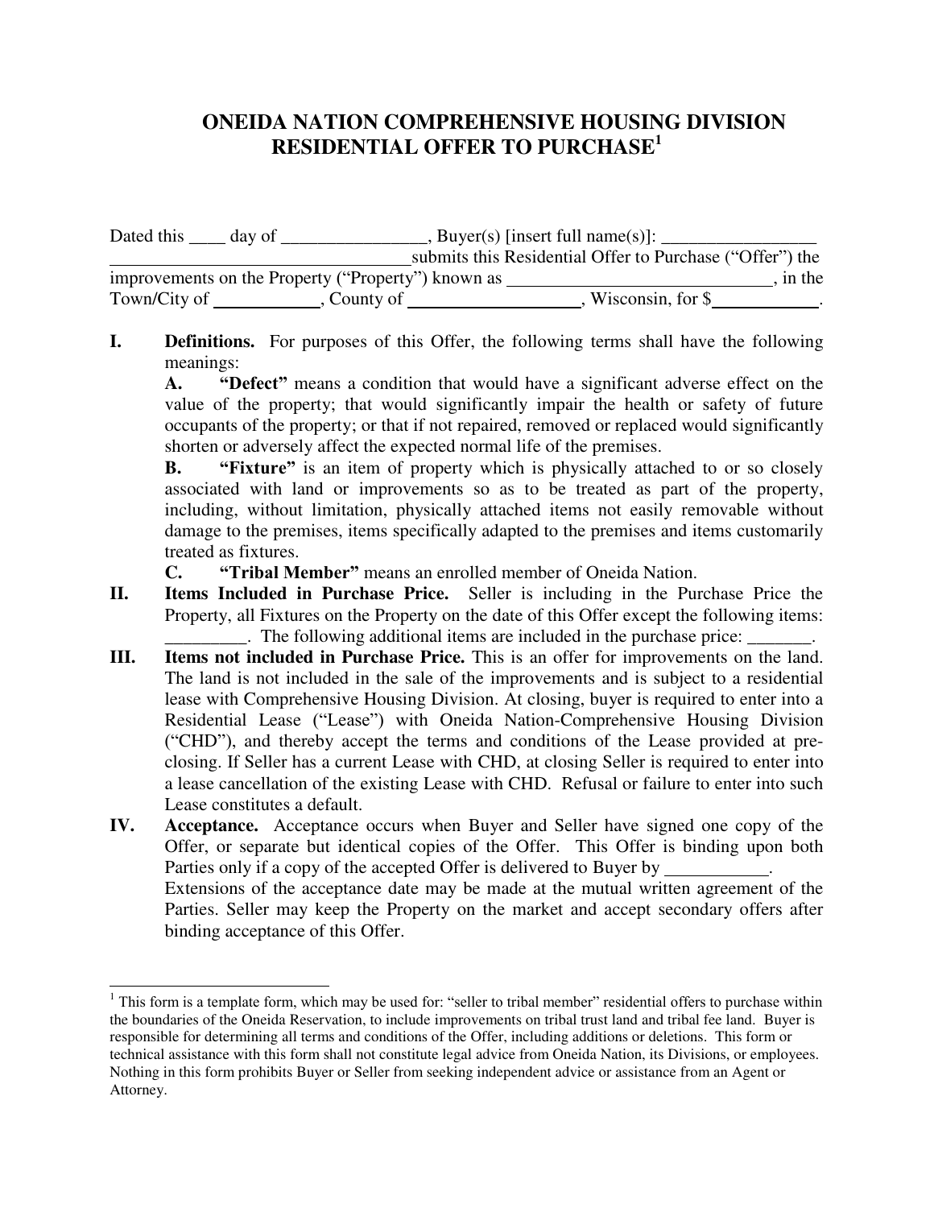# ONEIDA NATION COMPREHENSIVE HOUSING DIVISION RESIDENTIAL OFFER TO PURCHASE[1]

Dated this ____ day of ________________, Buyer(s) [insert full name(s)]: ________________ ________________________________ submits this Residential Offer to Purchase ("Offer") the improvements on the Property ("Property") known as ____________________________, in the Town/City of ___________, County of __________________, Wisconsin, for $___________.

**I. Definitions.** For purposes of this Offer, the following terms shall have the following meanings:

**A. "Defect"** means a condition that would have a significant adverse effect on the value of the property; that would significantly impair the health or safety of future occupants of the property; or that if not repaired, removed or replaced would significantly shorten or adversely affect the expected normal life of the premises.

**B. "Fixture"** is an item of property which is physically attached to or so closely associated with land or improvements so as to be treated as part of the property, including, without limitation, physically attached items not easily removable without damage to the premises, items specifically adapted to the premises and items customarily treated as fixtures.

**C. "Tribal Member"** means an enrolled member of Oneida Nation.

**II. Items Included in Purchase Price.** Seller is including in the Purchase Price the Property, all Fixtures on the Property on the date of this Offer except the following items: _________. The following additional items are included in the purchase price: _______.

**III. Items not included in Purchase Price.** This is an offer for improvements on the land. The land is not included in the sale of the improvements and is subject to a residential lease with Comprehensive Housing Division. At closing, buyer is required to enter into a Residential Lease ("Lease") with Oneida Nation-Comprehensive Housing Division ("CHD"), and thereby accept the terms and conditions of the Lease provided at pre-closing. If Seller has a current Lease with CHD, at closing Seller is required to enter into a lease cancellation of the existing Lease with CHD. Refusal or failure to enter into such Lease constitutes a default.

**IV. Acceptance.** Acceptance occurs when Buyer and Seller have signed one copy of the Offer, or separate but identical copies of the Offer. This Offer is binding upon both Parties only if a copy of the accepted Offer is delivered to Buyer by ___________.
Extensions of the acceptance date may be made at the mutual written agreement of the Parties. Seller may keep the Property on the market and accept secondary offers after binding acceptance of this Offer.

---

[1] This form is a template form, which may be used for: "seller to tribal member" residential offers to purchase within the boundaries of the Oneida Reservation, to include improvements on tribal trust land and tribal fee land. Buyer is responsible for determining all terms and conditions of the Offer, including additions or deletions. This form or technical assistance with this form shall not constitute legal advice from Oneida Nation, its Divisions, or employees. Nothing in this form prohibits Buyer or Seller from seeking independent advice or assistance from an Agent or Attorney.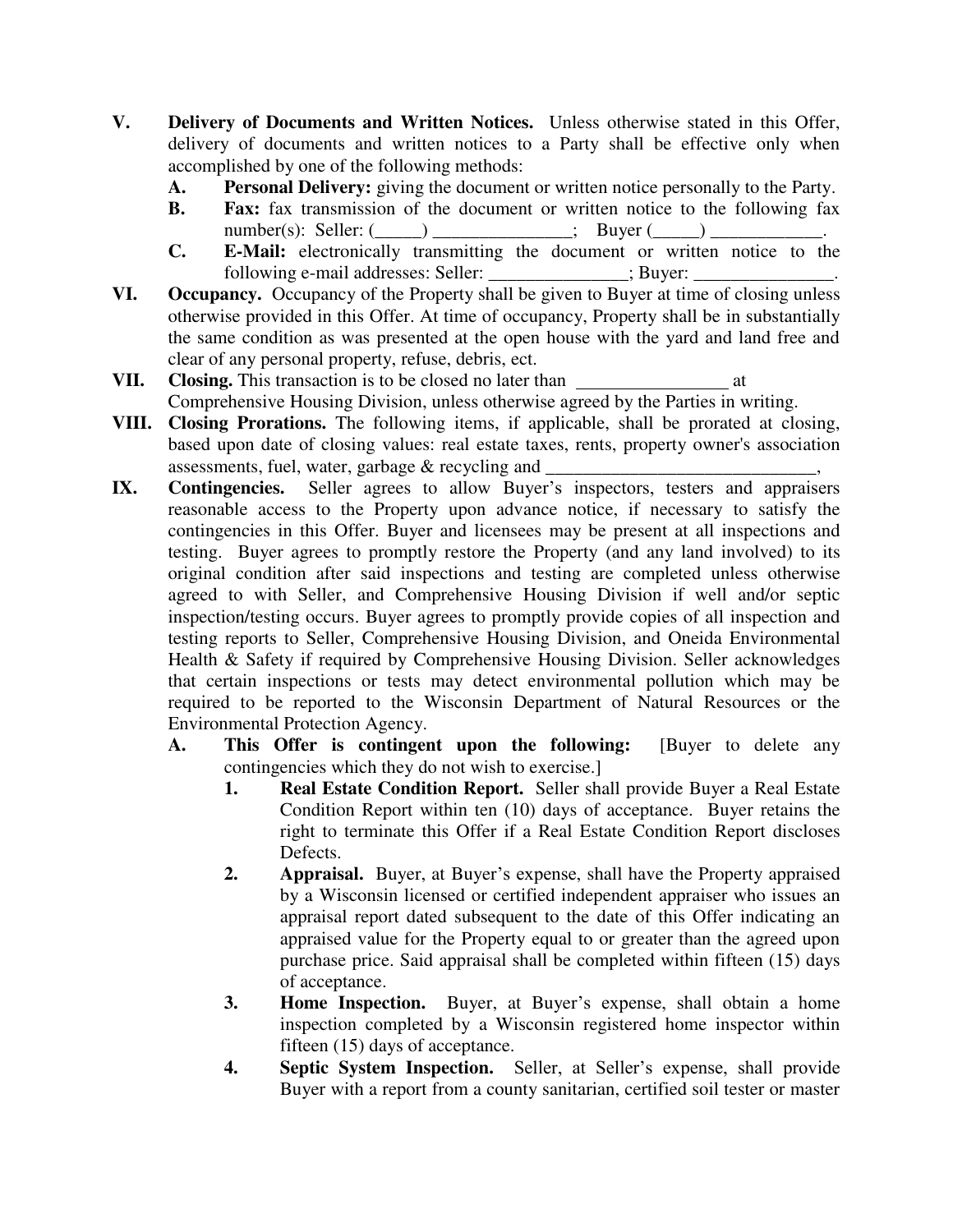**V. Delivery of Documents and Written Notices.** Unless otherwise stated in this Offer, delivery of documents and written notices to a Party shall be effective only when accomplished by one of the following methods:

- **A. Personal Delivery:** giving the document or written notice personally to the Party.
- **B. Fax:** fax transmission of the document or written notice to the following fax number(s): Seller: (_____) _______________; Buyer (_____) ____________.
- **C. E-Mail:** electronically transmitting the document or written notice to the following e-mail addresses: Seller: _______________; Buyer: _______________.

**VI. Occupancy.** Occupancy of the Property shall be given to Buyer at time of closing unless otherwise provided in this Offer. At time of occupancy, Property shall be in substantially the same condition as was presented at the open house with the yard and land free and clear of any personal property, refuse, debris, ect.

**VII. Closing.** This transaction is to be closed no later than ________________ at Comprehensive Housing Division, unless otherwise agreed by the Parties in writing.

**VIII. Closing Prorations.** The following items, if applicable, shall be prorated at closing, based upon date of closing values: real estate taxes, rents, property owner's association assessments, fuel, water, garbage & recycling and ______________________________,

**IX. Contingencies.** Seller agrees to allow Buyer's inspectors, testers and appraisers reasonable access to the Property upon advance notice, if necessary to satisfy the contingencies in this Offer. Buyer and licensees may be present at all inspections and testing. Buyer agrees to promptly restore the Property (and any land involved) to its original condition after said inspections and testing are completed unless otherwise agreed to with Seller, and Comprehensive Housing Division if well and/or septic inspection/testing occurs. Buyer agrees to promptly provide copies of all inspection and testing reports to Seller, Comprehensive Housing Division, and Oneida Environmental Health & Safety if required by Comprehensive Housing Division. Seller acknowledges that certain inspections or tests may detect environmental pollution which may be required to be reported to the Wisconsin Department of Natural Resources or the Environmental Protection Agency.

**A. This Offer is contingent upon the following:** [Buyer to delete any contingencies which they do not wish to exercise.]

1. **Real Estate Condition Report.** Seller shall provide Buyer a Real Estate Condition Report within ten (10) days of acceptance. Buyer retains the right to terminate this Offer if a Real Estate Condition Report discloses Defects.
2. **Appraisal.** Buyer, at Buyer's expense, shall have the Property appraised by a Wisconsin licensed or certified independent appraiser who issues an appraisal report dated subsequent to the date of this Offer indicating an appraised value for the Property equal to or greater than the agreed upon purchase price. Said appraisal shall be completed within fifteen (15) days of acceptance.
3. **Home Inspection.** Buyer, at Buyer's expense, shall obtain a home inspection completed by a Wisconsin registered home inspector within fifteen (15) days of acceptance.
4. **Septic System Inspection.** Seller, at Seller's expense, shall provide Buyer with a report from a county sanitarian, certified soil tester or master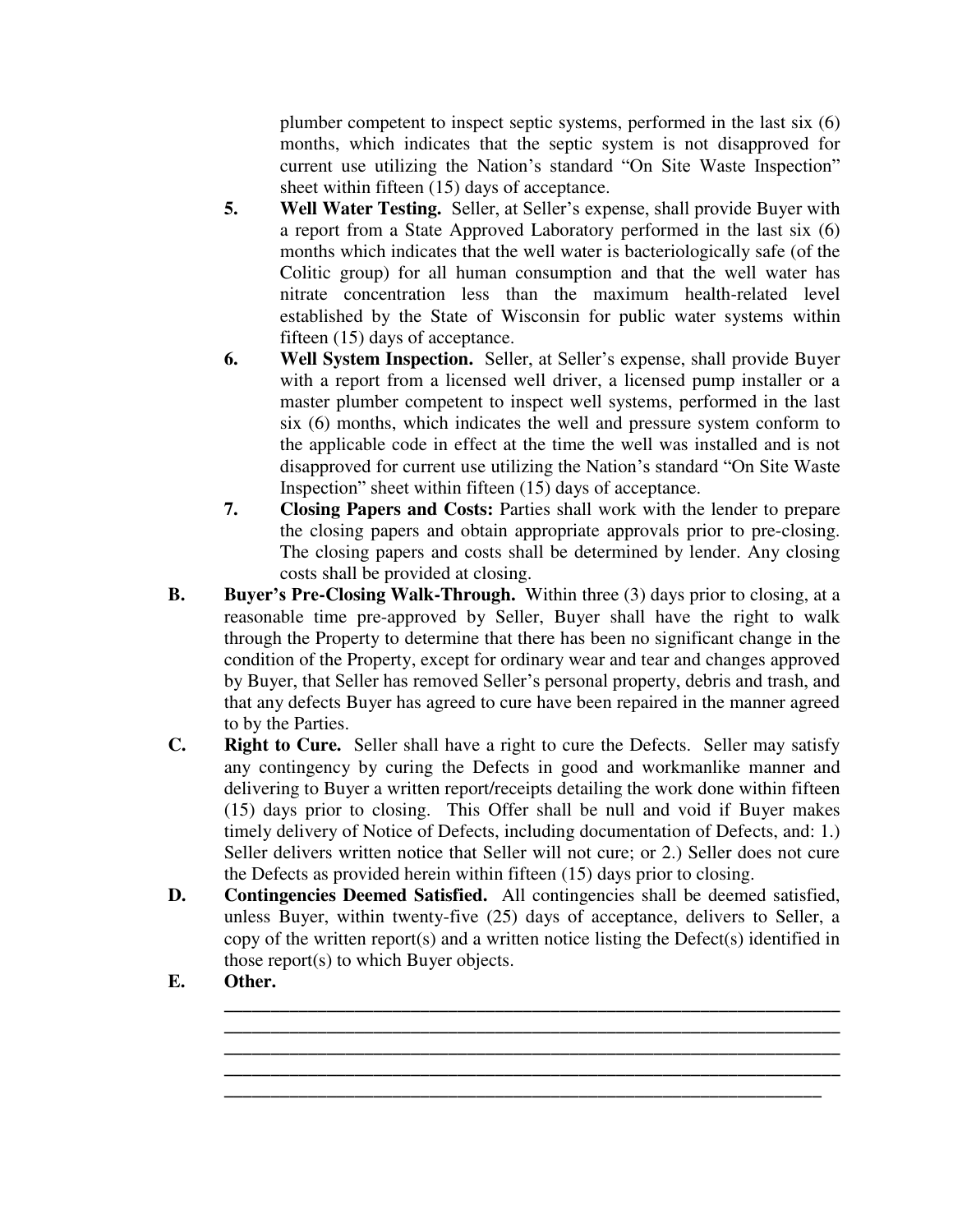plumber competent to inspect septic systems, performed in the last six (6) months, which indicates that the septic system is not disapproved for current use utilizing the Nation's standard "On Site Waste Inspection" sheet within fifteen (15) days of acceptance.

5. **Well Water Testing.** Seller, at Seller's expense, shall provide Buyer with a report from a State Approved Laboratory performed in the last six (6) months which indicates that the well water is bacteriologically safe (of the Colitic group) for all human consumption and that the well water has nitrate concentration less than the maximum health-related level established by the State of Wisconsin for public water systems within fifteen (15) days of acceptance.

6. **Well System Inspection.** Seller, at Seller's expense, shall provide Buyer with a report from a licensed well driver, a licensed pump installer or a master plumber competent to inspect well systems, performed in the last six (6) months, which indicates the well and pressure system conform to the applicable code in effect at the time the well was installed and is not disapproved for current use utilizing the Nation's standard "On Site Waste Inspection" sheet within fifteen (15) days of acceptance.

7. **Closing Papers and Costs:** Parties shall work with the lender to prepare the closing papers and obtain appropriate approvals prior to pre-closing. The closing papers and costs shall be determined by lender. Any closing costs shall be provided at closing.

**B. Buyer's Pre-Closing Walk-Through.** Within three (3) days prior to closing, at a reasonable time pre-approved by Seller, Buyer shall have the right to walk through the Property to determine that there has been no significant change in the condition of the Property, except for ordinary wear and tear and changes approved by Buyer, that Seller has removed Seller's personal property, debris and trash, and that any defects Buyer has agreed to cure have been repaired in the manner agreed to by the Parties.

**C. Right to Cure.** Seller shall have a right to cure the Defects. Seller may satisfy any contingency by curing the Defects in good and workmanlike manner and delivering to Buyer a written report/receipts detailing the work done within fifteen (15) days prior to closing. This Offer shall be null and void if Buyer makes timely delivery of Notice of Defects, including documentation of Defects, and: 1.) Seller delivers written notice that Seller will not cure; or 2.) Seller does not cure the Defects as provided herein within fifteen (15) days prior to closing.

**D. Contingencies Deemed Satisfied.** All contingencies shall be deemed satisfied, unless Buyer, within twenty-five (25) days of acceptance, delivers to Seller, a copy of the written report(s) and a written notice listing the Defect(s) identified in those report(s) to which Buyer objects.

**E. Other.**

\_\_\_\_\_\_\_\_\_\_\_\_\_\_\_\_\_\_\_\_\_\_\_\_\_\_\_\_\_\_\_\_\_\_\_\_\_\_\_\_\_\_\_\_\_\_\_\_\_\_\_\_\_\_\_\_\_\_\_\_\_\_\_\_

\_\_\_\_\_\_\_\_\_\_\_\_\_\_\_\_\_\_\_\_\_\_\_\_\_\_\_\_\_\_\_\_\_\_\_\_\_\_\_\_\_\_\_\_\_\_\_\_\_\_\_\_\_\_\_\_\_\_\_\_\_\_\_\_

\_\_\_\_\_\_\_\_\_\_\_\_\_\_\_\_\_\_\_\_\_\_\_\_\_\_\_\_\_\_\_\_\_\_\_\_\_\_\_\_\_\_\_\_\_\_\_\_\_\_\_\_\_\_\_\_\_\_\_\_\_\_\_\_

\_\_\_\_\_\_\_\_\_\_\_\_\_\_\_\_\_\_\_\_\_\_\_\_\_\_\_\_\_\_\_\_\_\_\_\_\_\_\_\_\_\_\_\_\_\_\_\_\_\_\_\_\_\_\_\_\_\_\_\_\_\_\_\_

\_\_\_\_\_\_\_\_\_\_\_\_\_\_\_\_\_\_\_\_\_\_\_\_\_\_\_\_\_\_\_\_\_\_\_\_\_\_\_\_\_\_\_\_\_\_\_\_\_\_\_\_\_\_\_\_\_\_\_\_\_\_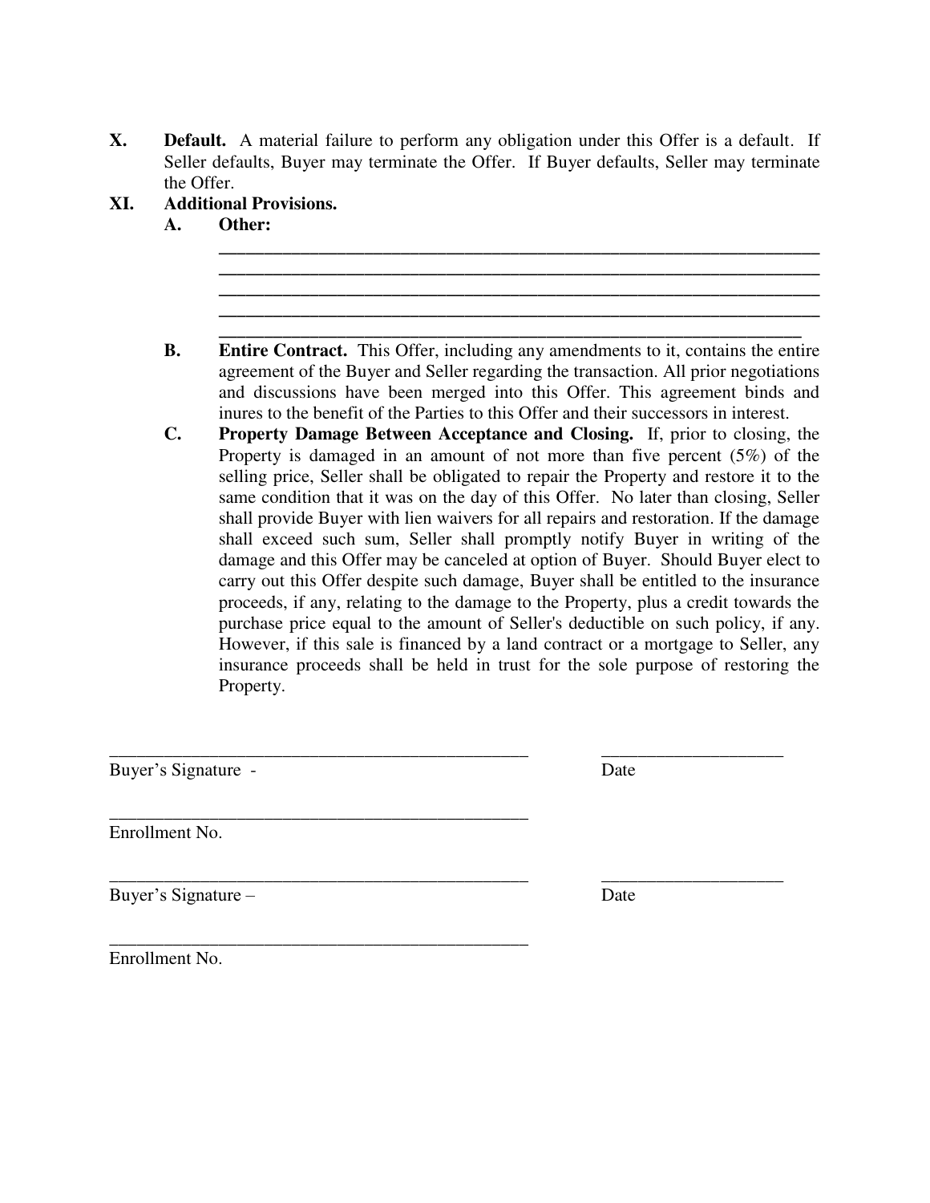**X. Default.** A material failure to perform any obligation under this Offer is a default. If Seller defaults, Buyer may terminate the Offer. If Buyer defaults, Seller may terminate the Offer.

**XI. Additional Provisions.**

**A. Other:**

______________________________________________________________________
______________________________________________________________________
______________________________________________________________________
______________________________________________________________________
_____________________________________________________________________

**B. Entire Contract.** This Offer, including any amendments to it, contains the entire agreement of the Buyer and Seller regarding the transaction. All prior negotiations and discussions have been merged into this Offer. This agreement binds and inures to the benefit of the Parties to this Offer and their successors in interest.

**C. Property Damage Between Acceptance and Closing.** If, prior to closing, the Property is damaged in an amount of not more than five percent (5%) of the selling price, Seller shall be obligated to repair the Property and restore it to the same condition that it was on the day of this Offer. No later than closing, Seller shall provide Buyer with lien waivers for all repairs and restoration. If the damage shall exceed such sum, Seller shall promptly notify Buyer in writing of the damage and this Offer may be canceled at option of Buyer. Should Buyer elect to carry out this Offer despite such damage, Buyer shall be entitled to the insurance proceeds, if any, relating to the damage to the Property, plus a credit towards the purchase price equal to the amount of Seller's deductible on such policy, if any. However, if this sale is financed by a land contract or a mortgage to Seller, any insurance proceeds shall be held in trust for the sole purpose of restoring the Property.

_______________________________________________ ____________________
Buyer's Signature - Date

_______________________________________________
Enrollment No.

_______________________________________________ ____________________
Buyer's Signature – Date

_______________________________________________
Enrollment No.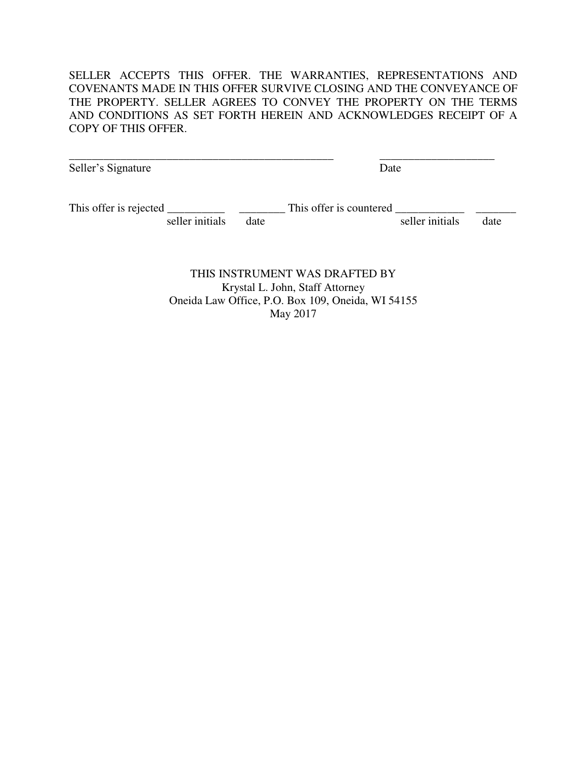SELLER ACCEPTS THIS OFFER. THE WARRANTIES, REPRESENTATIONS AND COVENANTS MADE IN THIS OFFER SURVIVE CLOSING AND THE CONVEYANCE OF THE PROPERTY. SELLER AGREES TO CONVEY THE PROPERTY ON THE TERMS AND CONDITIONS AS SET FORTH HEREIN AND ACKNOWLEDGES RECEIPT OF A COPY OF THIS OFFER.

_________________________________________________ ____________________
Seller's Signature Date

This offer is rejected __________ ________ This offer is countered ____________ _______
seller initials date seller initials date

THIS INSTRUMENT WAS DRAFTED BY
Krystal L. John, Staff Attorney
Oneida Law Office, P.O. Box 109, Oneida, WI 54155
May 2017